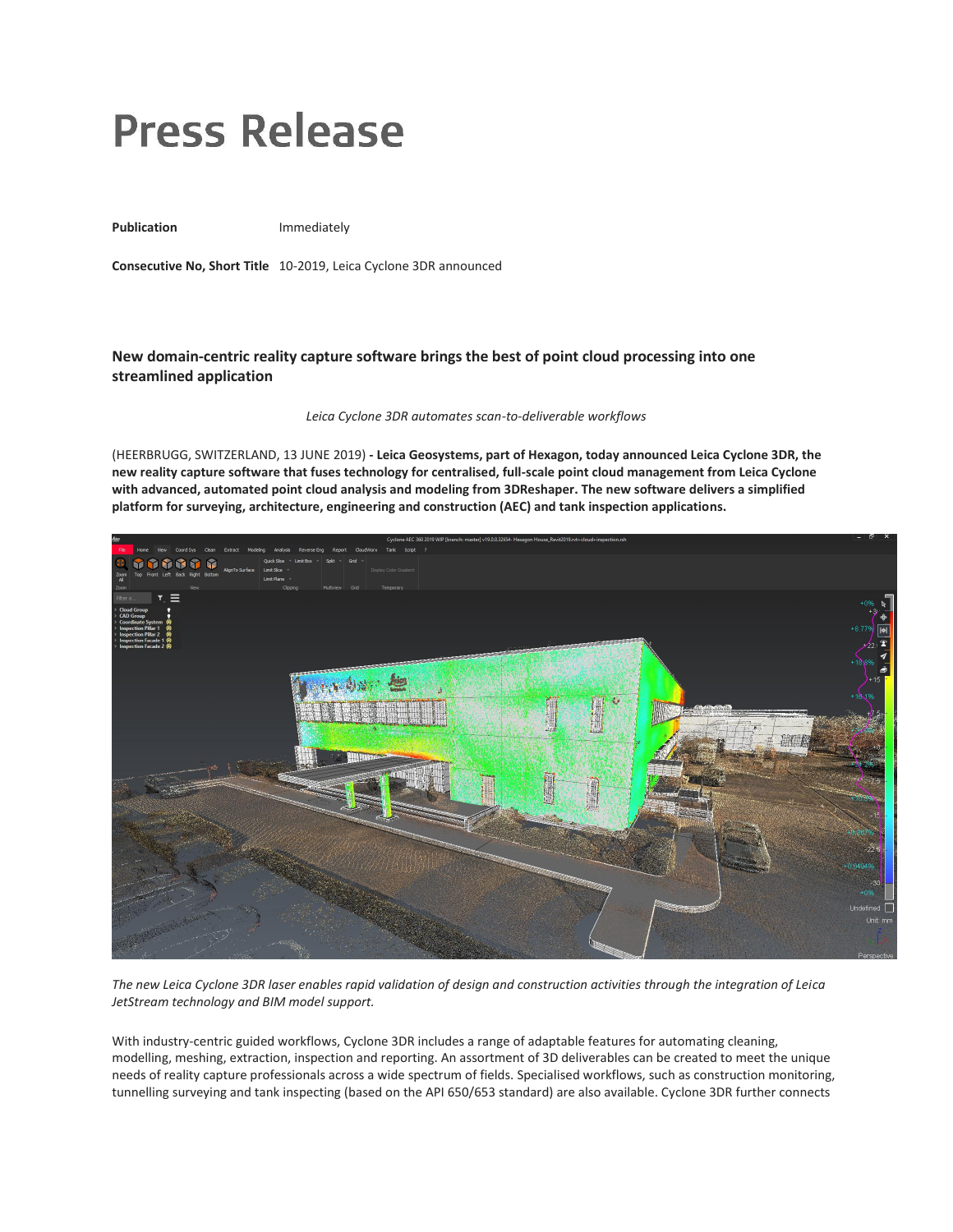# Press Release

**Publication** Immediately

**Consecutive No, Short Title** 10-2019, Leica Cyclone 3DR announced

### New domain-centric reality capture software brings the best of point cloud processing into one streamlined application

*Leica Cyclone 3DR automates scan-to-deliverable workflows*

(HEERBRUGG, SWITZERLAND, 13 JUNE 2019) **- Leica Geosystems, part of Hexagon, today announced Leica Cyclone 3DR, the new reality capture software that fuses technology for centralised, full-scale point cloud management from Leica Cyclone with advanced, automated point cloud analysis and modeling from 3DReshaper. The new software delivers a simplified platform for surveying, architecture, engineering and construction (AEC) and tank inspection applications.**

*The new Leica Cyclone 3DR laser enables rapid validation of design and construction activities through the integration of Leica JetStream technology and BIM model support.*

With industry-centric guided workflows, Cyclone 3DR includes a range of adaptable features for automating cleaning, modelling, meshing, extraction, inspection and reporting. An assortment of 3D deliverables can be created to meet the unique needs of reality capture professionals across a wide spectrum of fields. Specialised workflows, such as construction monitoring, tunnelling surveying and tank inspecting (based on the API 650/653 standard) are also available. Cyclone 3DR further connects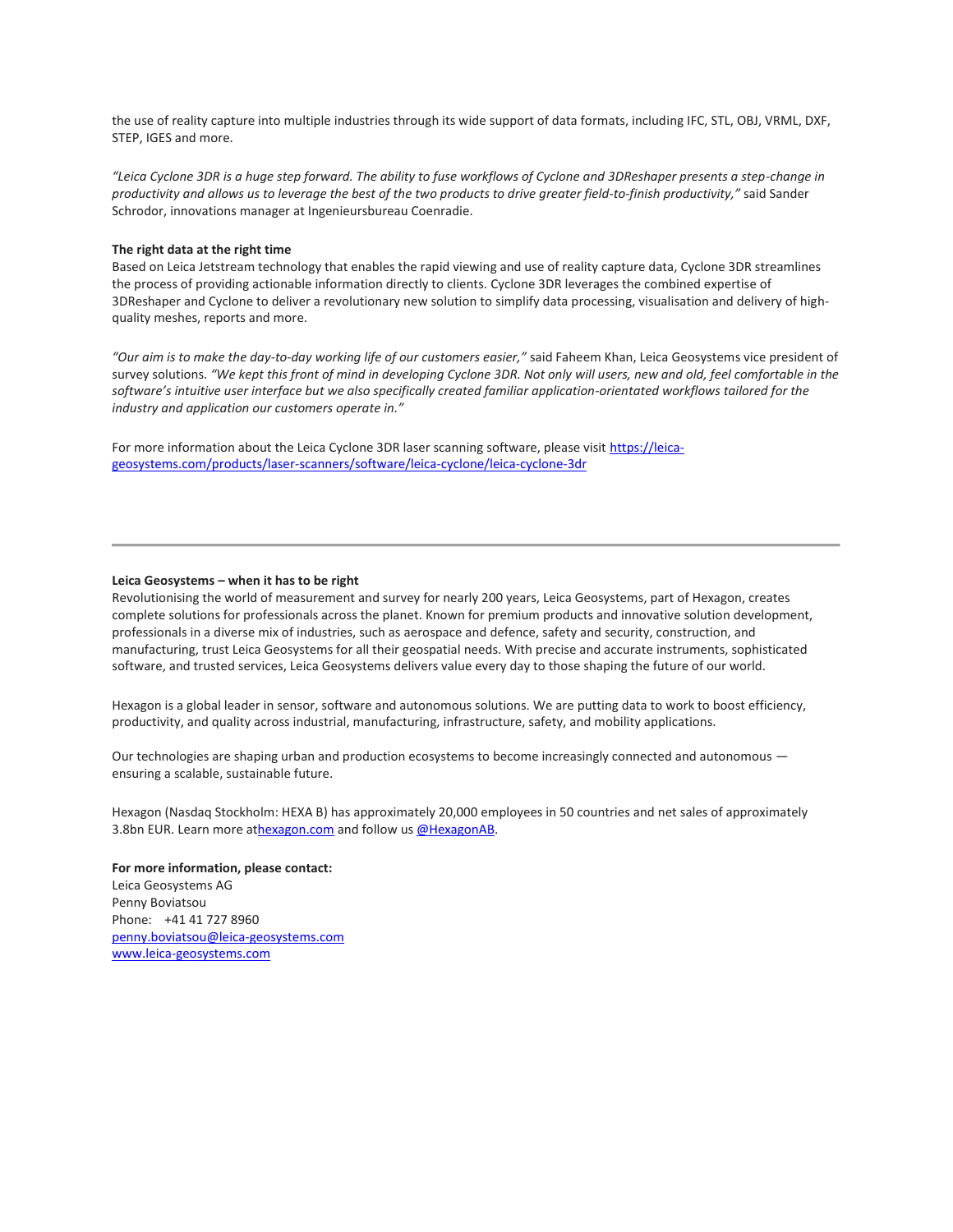the use of reality capture into multiple industries through its wide support of data formats, including IFC, STL, OBJ, VRML, DXF, STEP, IGES and more.

*"Leica Cyclone 3DR is a huge step forward. The ability to fuse workflows of Cyclone and 3DReshaper presents a step-change in productivity and allows us to leverage the best of the two products to drive greater field-to-finish productivity,"* said Sander Schrodor, innovations manager at Ingenieursbureau Coenradie.

**The right data at the right time**
Based on Leica Jetstream technology that enables the rapid viewing and use of reality capture data, Cyclone 3DR streamlines the process of providing actionable information directly to clients. Cyclone 3DR leverages the combined expertise of 3DReshaper and Cyclone to deliver a revolutionary new solution to simplify data processing, visualisation and delivery of high-quality meshes, reports and more.

*"Our aim is to make the day-to-day working life of our customers easier,"* said Faheem Khan, Leica Geosystems vice president of survey solutions. *"We kept this front of mind in developing Cyclone 3DR. Not only will users, new and old, feel comfortable in the software's intuitive user interface but we also specifically created familiar application-orientated workflows tailored for the industry and application our customers operate in."*

For more information about the Leica Cyclone 3DR laser scanning software, please visit [https://leica-geosystems.com/products/laser-scanners/software/leica-cyclone/leica-cyclone-3dr](https://leica-geosystems.com/products/laser-scanners/software/leica-cyclone/leica-cyclone-3dr)

---

**Leica Geosystems – when it has to be right**
Revolutionising the world of measurement and survey for nearly 200 years, Leica Geosystems, part of Hexagon, creates complete solutions for professionals across the planet. Known for premium products and innovative solution development, professionals in a diverse mix of industries, such as aerospace and defence, safety and security, construction, and manufacturing, trust Leica Geosystems for all their geospatial needs. With precise and accurate instruments, sophisticated software, and trusted services, Leica Geosystems delivers value every day to those shaping the future of our world.

Hexagon is a global leader in sensor, software and autonomous solutions. We are putting data to work to boost efficiency, productivity, and quality across industrial, manufacturing, infrastructure, safety, and mobility applications.

Our technologies are shaping urban and production ecosystems to become increasingly connected and autonomous — ensuring a scalable, sustainable future.

Hexagon (Nasdaq Stockholm: HEXA B) has approximately 20,000 employees in 50 countries and net sales of approximately 3.8bn EUR. Learn more at[hexagon.com](hexagon.com) and follow us [@HexagonAB](@HexagonAB).

**For more information, please contact:**
Leica Geosystems AG
Penny Boviatsou
Phone: +41 41 727 8960
[penny.boviatsou@leica-geosystems.com](mailto:penny.boviatsou@leica-geosystems.com)
[www.leica-geosystems.com](www.leica-geosystems.com)